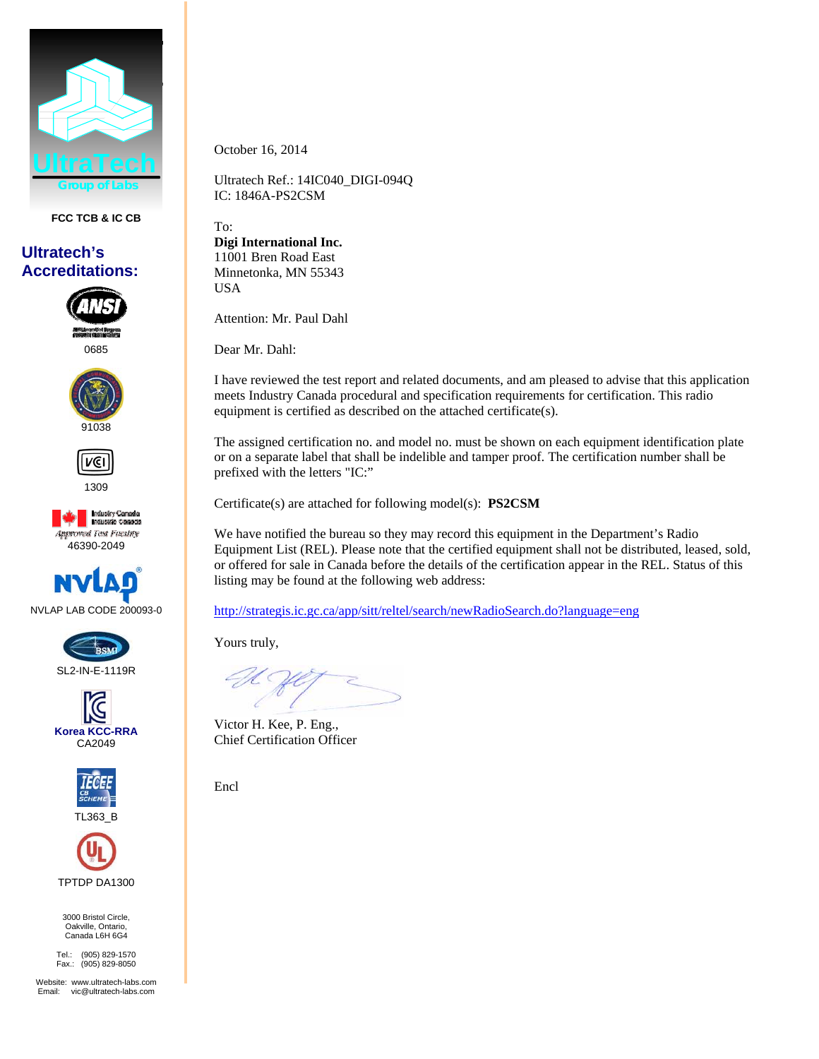**UltraTech**
Group of Labs

**FCC TCB & IC CB**

## Ultratech's Accreditations:

ANSI
0685

91038

VCI
1309

Industry Canada
Approved Test Facility
46390-2049

NVLAP
NVLAP LAB CODE 200093-0

BSMI
SL2-IN-E-1119R

Korea KCC-RRA
CA2049

IECEE CB SCHEME
TL363_B

UL
TPTDP DA1300

3000 Bristol Circle,
Oakville, Ontario,
Canada L6H 6G4

Tel.: (905) 829-1570
Fax.: (905) 829-8050

Website: www.ultratech-labs.com
Email: vic@ultratech-labs.com

---

October 16, 2014

Ultratech Ref.: 14IC040_DIGI-094Q
IC: 1846A-PS2CSM

To:
**Digi International Inc.**
11001 Bren Road East
Minnetonka, MN 55343
USA

Attention: Mr. Paul Dahl

Dear Mr. Dahl:

I have reviewed the test report and related documents, and am pleased to advise that this application meets Industry Canada procedural and specification requirements for certification. This radio equipment is certified as described on the attached certificate(s).

The assigned certification no. and model no. must be shown on each equipment identification plate or on a separate label that shall be indelible and tamper proof. The certification number shall be prefixed with the letters "IC:"

Certificate(s) are attached for following model(s): **PS2CSM**

We have notified the bureau so they may record this equipment in the Department's Radio Equipment List (REL). Please note that the certified equipment shall not be distributed, leased, sold, or offered for sale in Canada before the details of the certification appear in the REL. Status of this listing may be found at the following web address:

http://strategis.ic.gc.ca/app/sitt/reltel/search/newRadioSearch.do?language=eng

Yours truly,

Victor H. Kee, P. Eng.,
Chief Certification Officer

Encl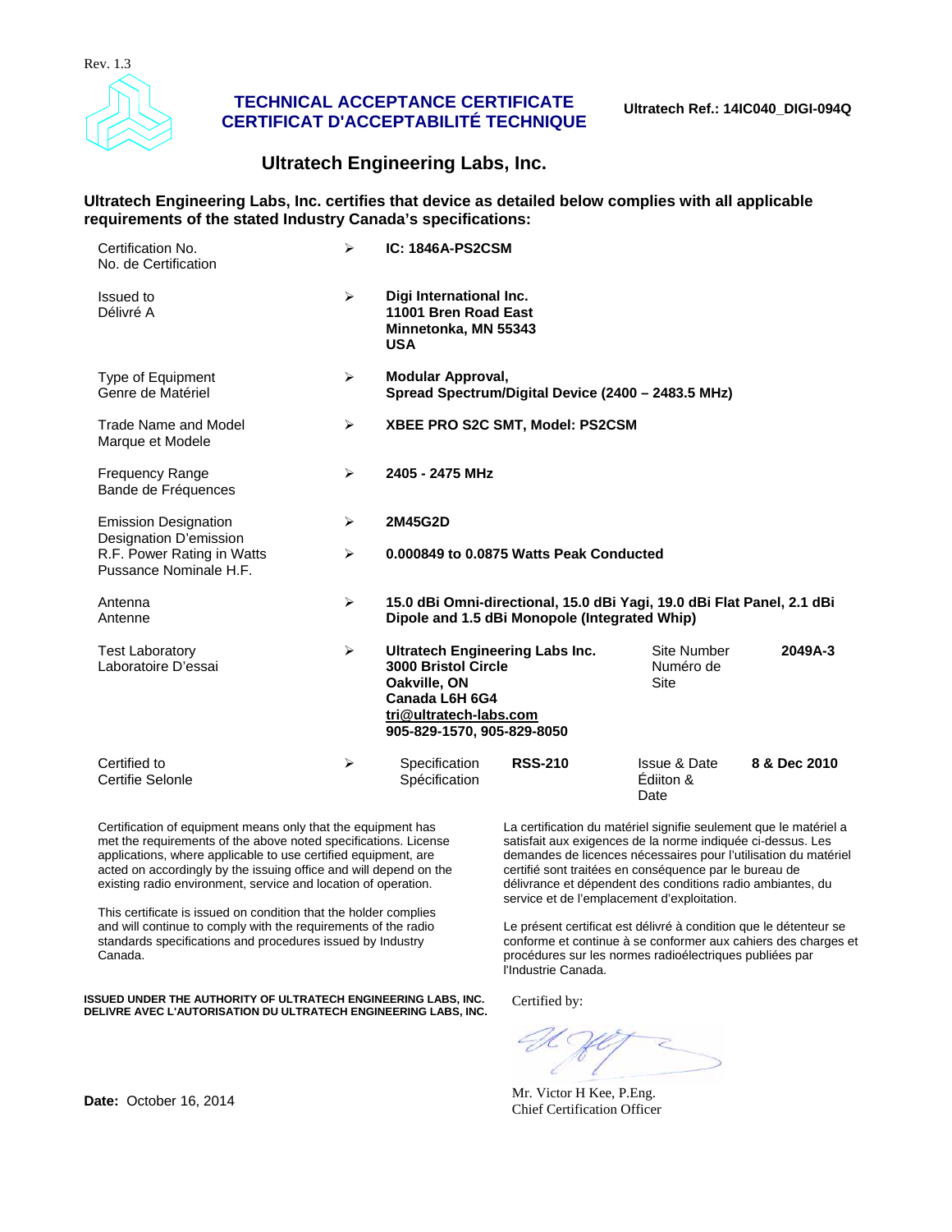Rev. 1.3

# TECHNICAL ACCEPTANCE CERTIFICATE
# CERTIFICAT D'ACCEPTABILITÉ TECHNIQUE

**Ultratech Ref.: 14IC040_DIGI-094Q**

## Ultratech Engineering Labs, Inc.

**Ultratech Engineering Labs, Inc. certifies that device as detailed below complies with all applicable requirements of the stated Industry Canada's specifications:**

| | | |
|---|---|---|
| Certification No.<br>No. de Certification | ➢ | **IC: 1846A-PS2CSM** |
| Issued to<br>Délivré A | ➢ | **Digi International Inc.<br>11001 Bren Road East<br>Minnetonka, MN 55343<br>USA** |
| Type of Equipment<br>Genre de Matériel | ➢ | **Modular Approval,<br>Spread Spectrum/Digital Device (2400 – 2483.5 MHz)** |
| Trade Name and Model<br>Marque et Modele | ➢ | **XBEE PRO S2C SMT, Model: PS2CSM** |
| Frequency Range<br>Bande de Fréquences | ➢ | **2405 - 2475 MHz** |
| Emission Designation<br>Designation D'emission | ➢ | **2M45G2D** |
| R.F. Power Rating in Watts<br>Pussance Nominale H.F. | ➢ | **0.000849 to 0.0875 Watts Peak Conducted** |
| Antenna<br>Antenne | ➢ | **15.0 dBi Omni-directional, 15.0 dBi Yagi, 19.0 dBi Flat Panel, 2.1 dBi Dipole and 1.5 dBi Monopole (Integrated Whip)** |
| Test Laboratory<br>Laboratoire D'essai | ➢ | **Ultratech Engineering Labs Inc.<br>3000 Bristol Circle<br>Oakville, ON<br>Canada L6H 6G4<br>tri@ultratech-labs.com<br>905-829-1570, 905-829-8050**<br>Site Number / Numéro de Site: **2049A-3** |
| Certified to<br>Certifie Selonle | ➢ | Specification / Spécification: **RSS-210**<br>Issue & Date / Édiiton & Date: **8 & Dec 2010** |

Certification of equipment means only that the equipment has met the requirements of the above noted specifications. License applications, where applicable to use certified equipment, are acted on accordingly by the issuing office and will depend on the existing radio environment, service and location of operation.

This certificate is issued on condition that the holder complies and will continue to comply with the requirements of the radio standards specifications and procedures issued by Industry Canada.

La certification du matériel signifie seulement que le matériel a satisfait aux exigences de la norme indiquée ci-dessus. Les demandes de licences nécessaires pour l'utilisation du matériel certifié sont traitées en conséquence par le bureau de délivrance et dépendent des conditions radio ambiantes, du service et de l'emplacement d'exploitation.

Le présent certificat est délivré à condition que le détenteur se conforme et continue à se conformer aux cahiers des charges et procédures sur les normes radioélectriques publiées par l'Industrie Canada.

**ISSUED UNDER THE AUTHORITY OF ULTRATECH ENGINEERING LABS, INC.**
**DELIVRE AVEC L'AUTORISATION DU ULTRATECH ENGINEERING LABS, INC.**

Certified by:

Mr. Victor H Kee, P.Eng.
Chief Certification Officer

**Date:** October 16, 2014